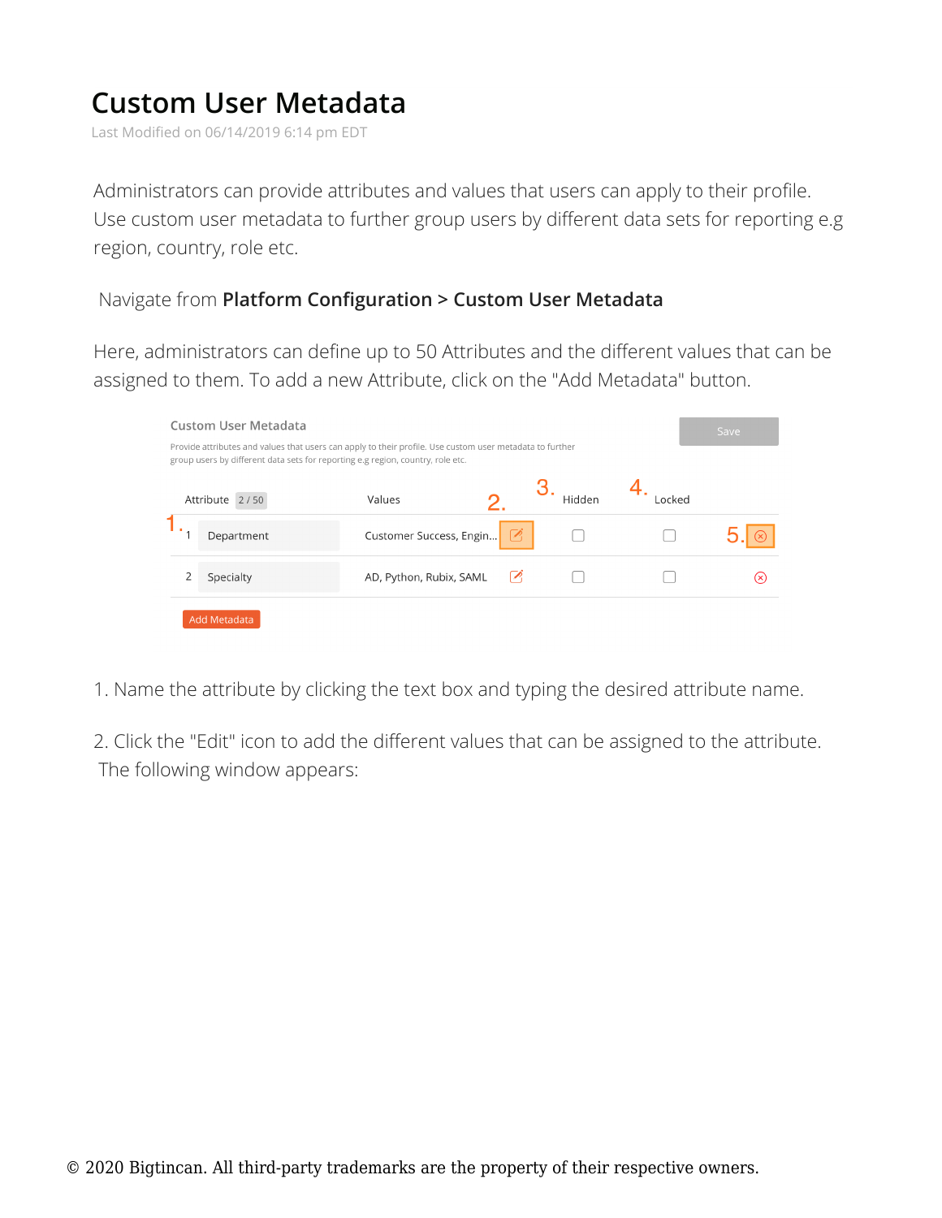# Custom User Metadata

Last Modified on 06/14/2019 6:14 pm EDT

Administrators can provide attributes and values that users can apply to their profile. Use custom user metadata to further group users by different data sets for reporting e.g region, country, role etc.

Navigate from **Platform Configuration > Custom User Metadata**

Here, administrators can define up to 50 Attributes and the different values that can be assigned to them. To add a new Attribute, click on the "Add Metadata" button.

Custom User Metadata

Provide attributes and values that users can apply to their profile. Use custom user metadata to further group users by different data sets for reporting e.g region, country, role etc.

| | Attribute 2 / 50 | Values | | Hidden | Locked | |
|---|---|---|---|---|---|---|
| 1 | Department | Customer Success, Engin... | 2. (Edit) | 3. ☐ | 4. ☐ | 5. ⊗ |
| 2 | Specialty | AD, Python, Rubix, SAML | (Edit) | ☐ | ☐ | ⊗ |

Add Metadata

1. Name the attribute by clicking the text box and typing the desired attribute name.

2. Click the "Edit" icon to add the different values that can be assigned to the attribute.
   The following window appears: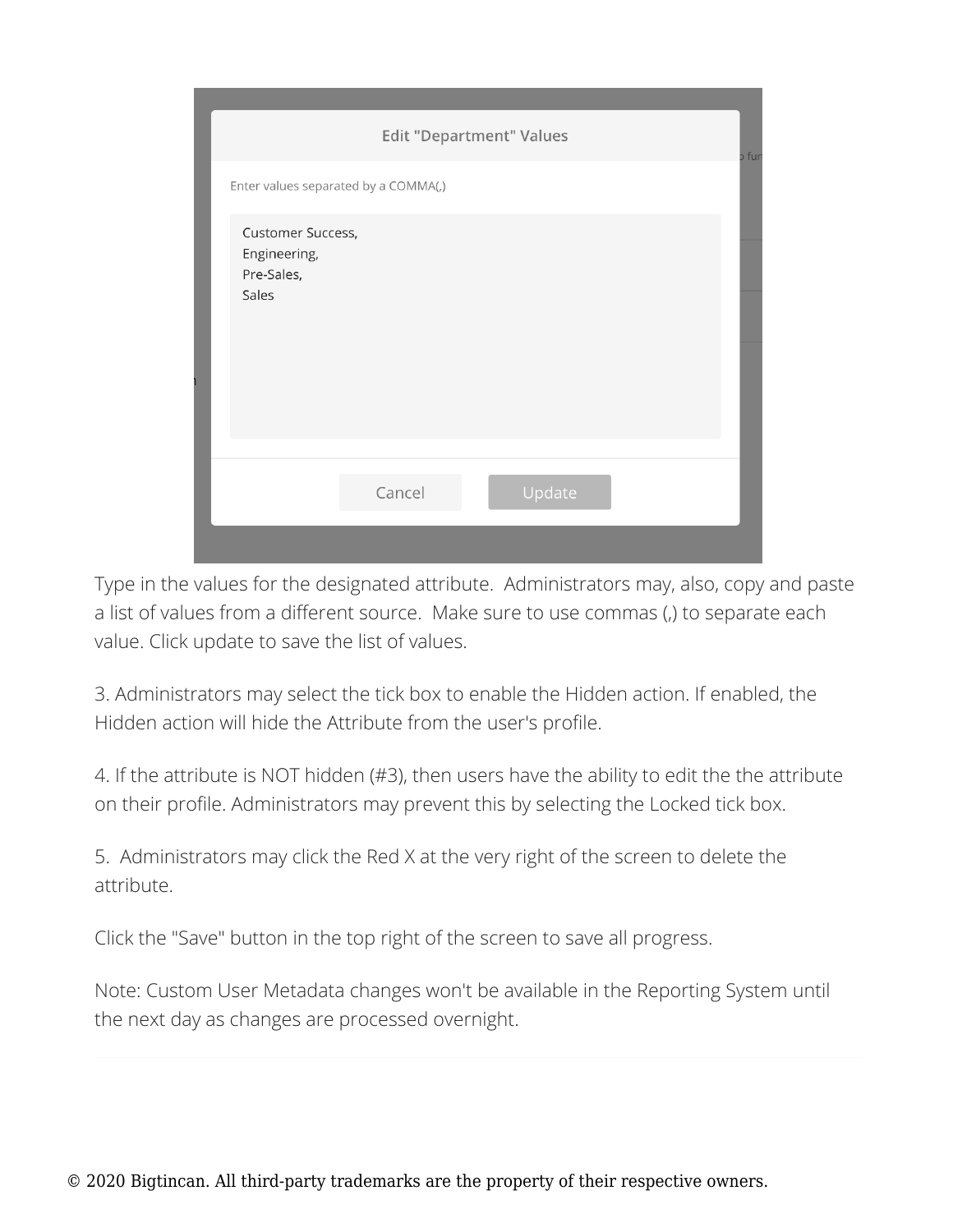Type in the values for the designated attribute.  Administrators may, also, copy and paste a list of values from a different source.  Make sure to use commas (,) to separate each value. Click update to save the list of values.

3. Administrators may select the tick box to enable the Hidden action. If enabled, the Hidden action will hide the Attribute from the user's profile.

4. If the attribute is NOT hidden (#3), then users have the ability to edit the the attribute on their profile. Administrators may prevent this by selecting the Locked tick box.

5.  Administrators may click the Red X at the very right of the screen to delete the attribute.

Click the "Save" button in the top right of the screen to save all progress.

Note: Custom User Metadata changes won't be available in the Reporting System until the next day as changes are processed overnight.